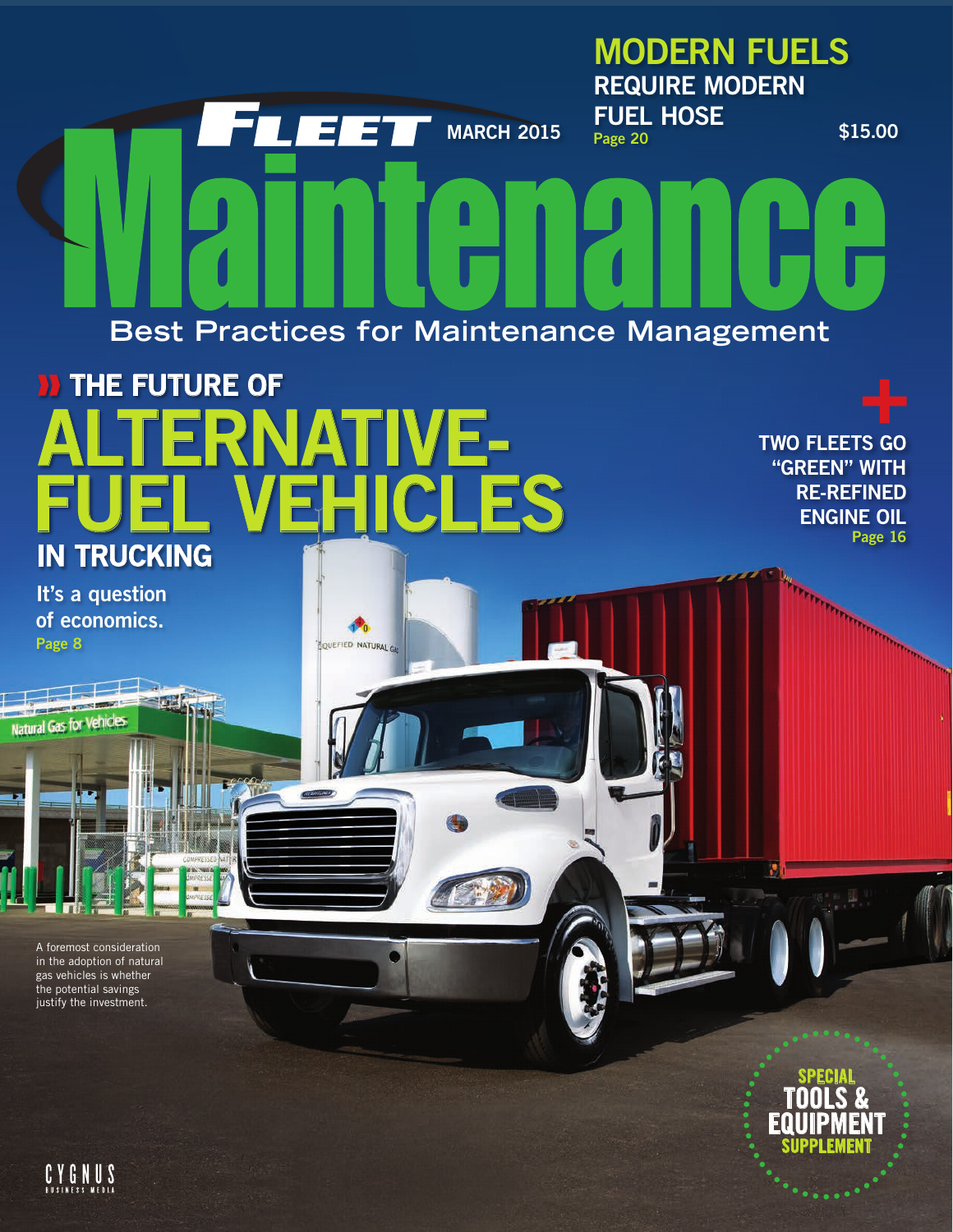# Fleet Maintenance

MARCH 2015

$15.00

**Best Practices for Maintenance Management**

## MODERN FUELS REQUIRE MODERN FUEL HOSE

Page 20

## THE FUTURE OF ALTERNATIVE-FUEL VEHICLES IN TRUCKING

It's a question of economics.

Page 8

## + TWO FLEETS GO "GREEN" WITH RE-REFINED ENGINE OIL

Page 16

A foremost consideration in the adoption of natural gas vehicles is whether the potential savings justify the investment.

**SPECIAL TOOLS & EQUIPMENT SUPPLEMENT**

CYGNUS BUSINESS MEDIA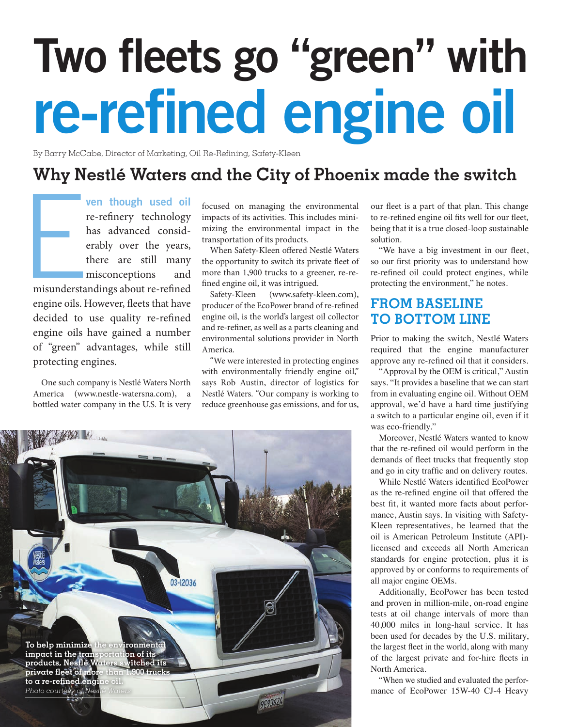# Two fleets go "green" with re-refined engine oil

By Barry McCabe, Director of Marketing, Oil Re-Refining, Safety-Kleen

## Why Nestlé Waters and the City of Phoenix made the switch

Even though used oil re-refinery technology has advanced considerably over the years, there are still many misconceptions and misunderstandings about re-refined engine oils. However, fleets that have decided to use quality re-refined engine oils have gained a number of "green" advantages, while still protecting engines.

One such company is Nestlé Waters North America (www.nestle-watersna.com), a bottled water company in the U.S. It is very focused on managing the environmental impacts of its activities. This includes minimizing the environmental impact in the transportation of its products.

When Safety-Kleen offered Nestlé Waters the opportunity to switch its private fleet of more than 1,900 trucks to a greener, re-refined engine oil, it was intrigued.

Safety-Kleen (www.safety-kleen.com), producer of the EcoPower brand of re-refined engine oil, is the world's largest oil collector and re-refiner, as well as a parts cleaning and environmental solutions provider in North America.

"We were interested in protecting engines with environmentally friendly engine oil," says Rob Austin, director of logistics for Nestlé Waters. "Our company is working to reduce greenhouse gas emissions, and for us, our fleet is a part of that plan. This change to re-refined engine oil fits well for our fleet, being that it is a true closed-loop sustainable solution.

"We have a big investment in our fleet, so our first priority was to understand how re-refined oil could protect engines, while protecting the environment," he notes.

**To help minimize the environmental impact in the transportation of its products, Nestlé Waters switched its private fleet of more than 1,900 trucks to a re-refined engine oil.**
*Photo courtesy of Nestlé Waters*

### FROM BASELINE TO BOTTOM LINE

Prior to making the switch, Nestlé Waters required that the engine manufacturer approve any re-refined oil that it considers.

"Approval by the OEM is critical," Austin says. "It provides a baseline that we can start from in evaluating engine oil. Without OEM approval, we'd have a hard time justifying a switch to a particular engine oil, even if it was eco-friendly."

Moreover, Nestlé Waters wanted to know that the re-refined oil would perform in the demands of fleet trucks that frequently stop and go in city traffic and on delivery routes.

While Nestlé Waters identified EcoPower as the re-refined engine oil that offered the best fit, it wanted more facts about performance, Austin says. In visiting with Safety-Kleen representatives, he learned that the oil is American Petroleum Institute (API)-licensed and exceeds all North American standards for engine protection, plus it is approved by or conforms to requirements of all major engine OEMs.

Additionally, EcoPower has been tested and proven in million-mile, on-road engine tests at oil change intervals of more than 40,000 miles in long-haul service. It has been used for decades by the U.S. military, the largest fleet in the world, along with many of the largest private and for-hire fleets in North America.

"When we studied and evaluated the performance of EcoPower 15W-40 CJ-4 Heavy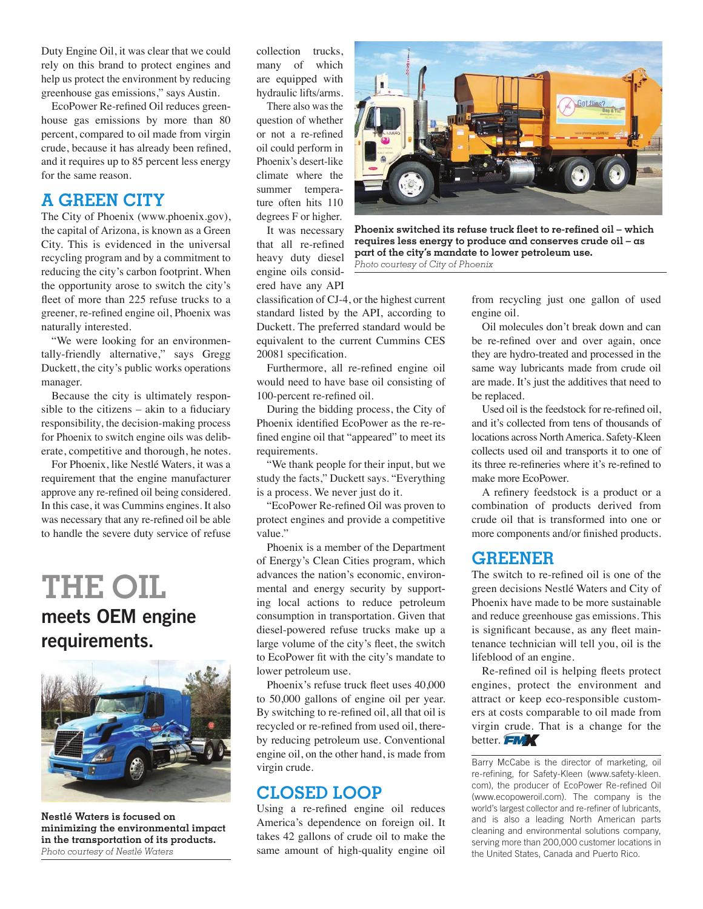Duty Engine Oil, it was clear that we could rely on this brand to protect engines and help us protect the environment by reducing greenhouse gas emissions," says Austin.

EcoPower Re-refined Oil reduces greenhouse gas emissions by more than 80 percent, compared to oil made from virgin crude, because it has already been refined, and it requires up to 85 percent less energy for the same reason.

## A GREEN CITY

The City of Phoenix (www.phoenix.gov), the capital of Arizona, is known as a Green City. This is evidenced in the universal recycling program and by a commitment to reducing the city's carbon footprint. When the opportunity arose to switch the city's fleet of more than 225 refuse trucks to a greener, re-refined engine oil, Phoenix was naturally interested.

"We were looking for an environmentally-friendly alternative," says Gregg Duckett, the city's public works operations manager.

Because the city is ultimately responsible to the citizens – akin to a fiduciary responsibility, the decision-making process for Phoenix to switch engine oils was deliberate, competitive and thorough, he notes.

For Phoenix, like Nestlé Waters, it was a requirement that the engine manufacturer approve any re-refined oil being considered. In this case, it was Cummins engines. It also was necessary that any re-refined oil be able to handle the severe duty service of refuse collection trucks, many of which are equipped with hydraulic lifts/arms.

There also was the question of whether or not a re-refined oil could perform in Phoenix's desert-like climate where the summer temperature often hits 110 degrees F or higher.

It was necessary that all re-refined heavy duty diesel engine oils considered have any API classification of CJ-4, or the highest current standard listed by the API, according to Duckett. The preferred standard would be equivalent to the current Cummins CES 20081 specification.

Furthermore, all re-refined engine oil would need to have base oil consisting of 100-percent re-refined oil.

During the bidding process, the City of Phoenix identified EcoPower as the re-refined engine oil that "appeared" to meet its requirements.

"We thank people for their input, but we study the facts," Duckett says. "Everything is a process. We never just do it.

"EcoPower Re-refined Oil was proven to protect engines and provide a competitive value."

Phoenix is a member of the Department of Energy's Clean Cities program, which advances the nation's economic, environmental and energy security by supporting local actions to reduce petroleum consumption in transportation. Given that diesel-powered refuse trucks make up a large volume of the city's fleet, the switch to EcoPower fit with the city's mandate to lower petroleum use.

Phoenix's refuse truck fleet uses 40,000 to 50,000 gallons of engine oil per year. By switching to re-refined oil, all that oil is recycled or re-refined from used oil, thereby reducing petroleum use. Conventional engine oil, on the other hand, is made from virgin crude.

**Phoenix switched its refuse truck fleet to re-refined oil – which requires less energy to produce and conserves crude oil – as part of the city's mandate to lower petroleum use.**
*Photo courtesy of City of Phoenix*

# THE OIL
## meets OEM engine requirements.

**Nestlé Waters is focused on minimizing the environmental impact in the transportation of its products.**
*Photo courtesy of Nestlé Waters*

## CLOSED LOOP

Using a re-refined engine oil reduces America's dependence on foreign oil. It takes 42 gallons of crude oil to make the same amount of high-quality engine oil from recycling just one gallon of used engine oil.

Oil molecules don't break down and can be re-refined over and over again, once they are hydro-treated and processed in the same way lubricants made from crude oil are made. It's just the additives that need to be replaced.

Used oil is the feedstock for re-refined oil, and it's collected from tens of thousands of locations across North America. Safety-Kleen collects used oil and transports it to one of its three re-refineries where it's re-refined to make more EcoPower.

A refinery feedstock is a product or a combination of products derived from crude oil that is transformed into one or more components and/or finished products.

## GREENER

The switch to re-refined oil is one of the green decisions Nestlé Waters and City of Phoenix have made to be more sustainable and reduce greenhouse gas emissions. This is significant because, as any fleet maintenance technician will tell you, oil is the lifeblood of an engine.

Re-refined oil is helping fleets protect engines, protect the environment and attract or keep eco-responsible customers at costs comparable to oil made from virgin crude. That is a change for the better.

Barry McCabe is the director of marketing, oil re-refining, for Safety-Kleen (www.safety-kleen.com), the producer of EcoPower Re-refined Oil (www.ecopoweroil.com). The company is the world's largest collector and re-refiner of lubricants, and is also a leading North American parts cleaning and environmental solutions company, serving more than 200,000 customer locations in the United States, Canada and Puerto Rico.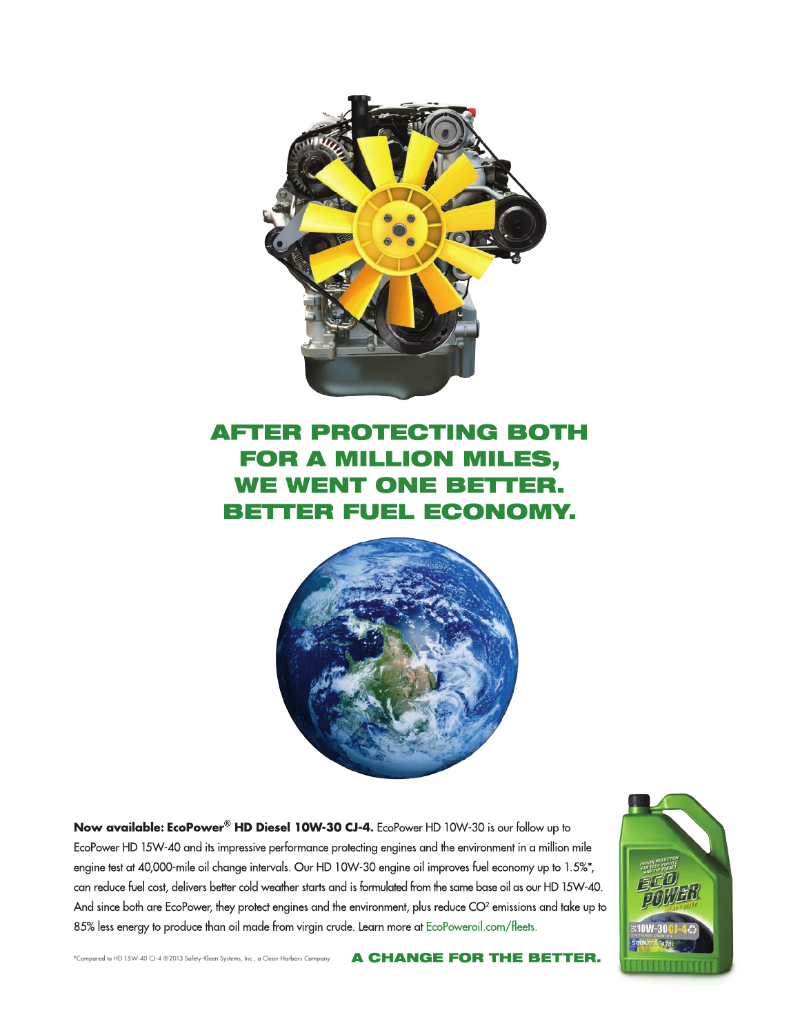# AFTER PROTECTING BOTH FOR A MILLION MILES, WE WENT ONE BETTER. BETTER FUEL ECONOMY.

**Now available: EcoPower® HD Diesel 10W-30 CJ-4.** EcoPower HD 10W-30 is our follow up to EcoPower HD 15W-40 and its impressive performance protecting engines and the environment in a million mile engine test at 40,000-mile oil change intervals. Our HD 10W-30 engine oil improves fuel economy up to 1.5%*, can reduce fuel cost, delivers better cold weather starts and is formulated from the same base oil as our HD 15W-40. And since both are EcoPower, they protect engines and the environment, plus reduce $CO^2$ emissions and take up to 85% less energy to produce than oil made from virgin crude. Learn more at EcoPoweroil.com/fleets.

*Compared to HD 15W-40 CJ-4 ©2013 Safety-Kleen Systems, Inc., a Clean Harbors Company

**A CHANGE FOR THE BETTER.**